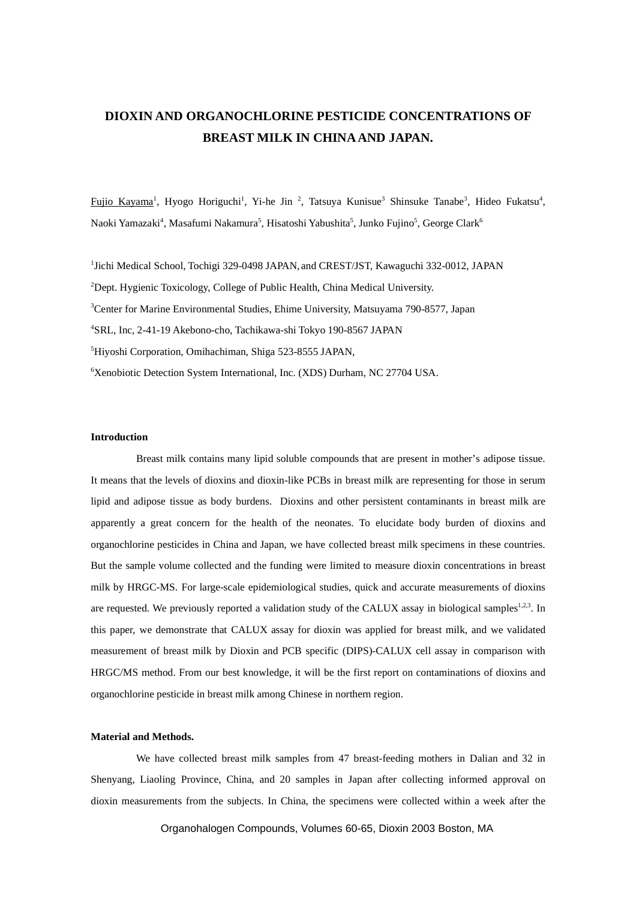# DIOXIN AND ORGANOCHLORINE PESTICIDE CONCENTRATIONS OF BREAST MILK IN CHINA AND JAPAN.

Fujio Kayama[1], Hyogo Horiguchi[1], Yi-he Jin [2], Tatsuya Kunisue[3] Shinsuke Tanabe[3], Hideo Fukatsu[4], Naoki Yamazaki[4], Masafumi Nakamura[5], Hisatoshi Yabushita[5], Junko Fujino[5], George Clark[6]

[1]Jichi Medical School, Tochigi 329-0498 JAPAN, and CREST/JST, Kawaguchi 332-0012, JAPAN

[2]Dept. Hygienic Toxicology, College of Public Health, China Medical University.

[3]Center for Marine Environmental Studies, Ehime University, Matsuyama 790-8577, Japan

[4]SRL, Inc, 2-41-19 Akebono-cho, Tachikawa-shi Tokyo 190-8567 JAPAN

[5]Hiyoshi Corporation, Omihachiman, Shiga 523-8555 JAPAN,

[6]Xenobiotic Detection System International, Inc. (XDS) Durham, NC 27704 USA.

## Introduction

Breast milk contains many lipid soluble compounds that are present in mother's adipose tissue. It means that the levels of dioxins and dioxin-like PCBs in breast milk are representing for those in serum lipid and adipose tissue as body burdens. Dioxins and other persistent contaminants in breast milk are apparently a great concern for the health of the neonates. To elucidate body burden of dioxins and organochlorine pesticides in China and Japan, we have collected breast milk specimens in these countries. But the sample volume collected and the funding were limited to measure dioxin concentrations in breast milk by HRGC-MS. For large-scale epidemiological studies, quick and accurate measurements of dioxins are requested. We previously reported a validation study of the CALUX assay in biological samples[1,2,3]. In this paper, we demonstrate that CALUX assay for dioxin was applied for breast milk, and we validated measurement of breast milk by Dioxin and PCB specific (DIPS)-CALUX cell assay in comparison with HRGC/MS method. From our best knowledge, it will be the first report on contaminations of dioxins and organochlorine pesticide in breast milk among Chinese in northern region.

## Material and Methods.

We have collected breast milk samples from 47 breast-feeding mothers in Dalian and 32 in Shenyang, Liaoling Province, China, and 20 samples in Japan after collecting informed approval on dioxin measurements from the subjects. In China, the specimens were collected within a week after the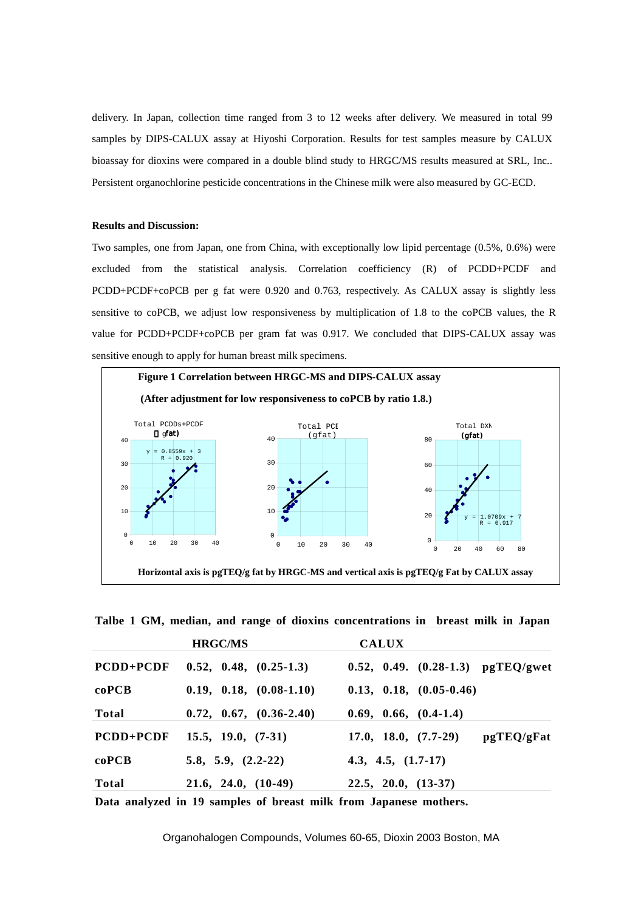delivery. In Japan, collection time ranged from 3 to 12 weeks after delivery. We measured in total 99 samples by DIPS-CALUX assay at Hiyoshi Corporation. Results for test samples measure by CALUX bioassay for dioxins were compared in a double blind study to HRGC/MS results measured at SRL, Inc.. Persistent organochlorine pesticide concentrations in the Chinese milk were also measured by GC-ECD.

**Results and Discussion:**

Two samples, one from Japan, one from China, with exceptionally low lipid percentage (0.5%, 0.6%) were excluded from the statistical analysis. Correlation coefficiency (R) of PCDD+PCDF and PCDD+PCDF+coPCB per g fat were 0.920 and 0.763, respectively. As CALUX assay is slightly less sensitive to coPCB, we adjust low responsiveness by multiplication of 1.8 to the coPCB values, the R value for PCDD+PCDF+coPCB per gram fat was 0.917. We concluded that DIPS-CALUX assay was sensitive enough to apply for human breast milk specimens.

**Figure 1 Correlation between HRGC-MS and DIPS-CALUX assay**

**(After adjustment for low responsiveness to coPCB by ratio 1.8.)**

**Horizontal axis is pgTEQ/g fat by HRGC-MS and vertical axis is pgTEQ/g Fat by CALUX assay**

**Talbe 1 GM, median, and range of dioxins concentrations in breast milk in Japan**

| | HRGC/MS | CALUX | |
|---|---|---|---|
| **PCDD+PCDF** | 0.52, 0.48, (0.25-1.3) | 0.52, 0.49. (0.28-1.3) | pgTEQ/gwet |
| **coPCB** | 0.19, 0.18, (0.08-1.10) | 0.13, 0.18, (0.05-0.46) | |
| **Total** | 0.72, 0.67, (0.36-2.40) | 0.69, 0.66, (0.4-1.4) | |
| **PCDD+PCDF** | 15.5, 19.0, (7-31) | 17.0, 18.0, (7.7-29) | pgTEQ/gFat |
| **coPCB** | 5.8, 5.9, (2.2-22) | 4.3, 4.5, (1.7-17) | |
| **Total** | 21.6, 24.0, (10-49) | 22.5, 20.0, (13-37) | |

**Data analyzed in 19 samples of breast milk from Japanese mothers.**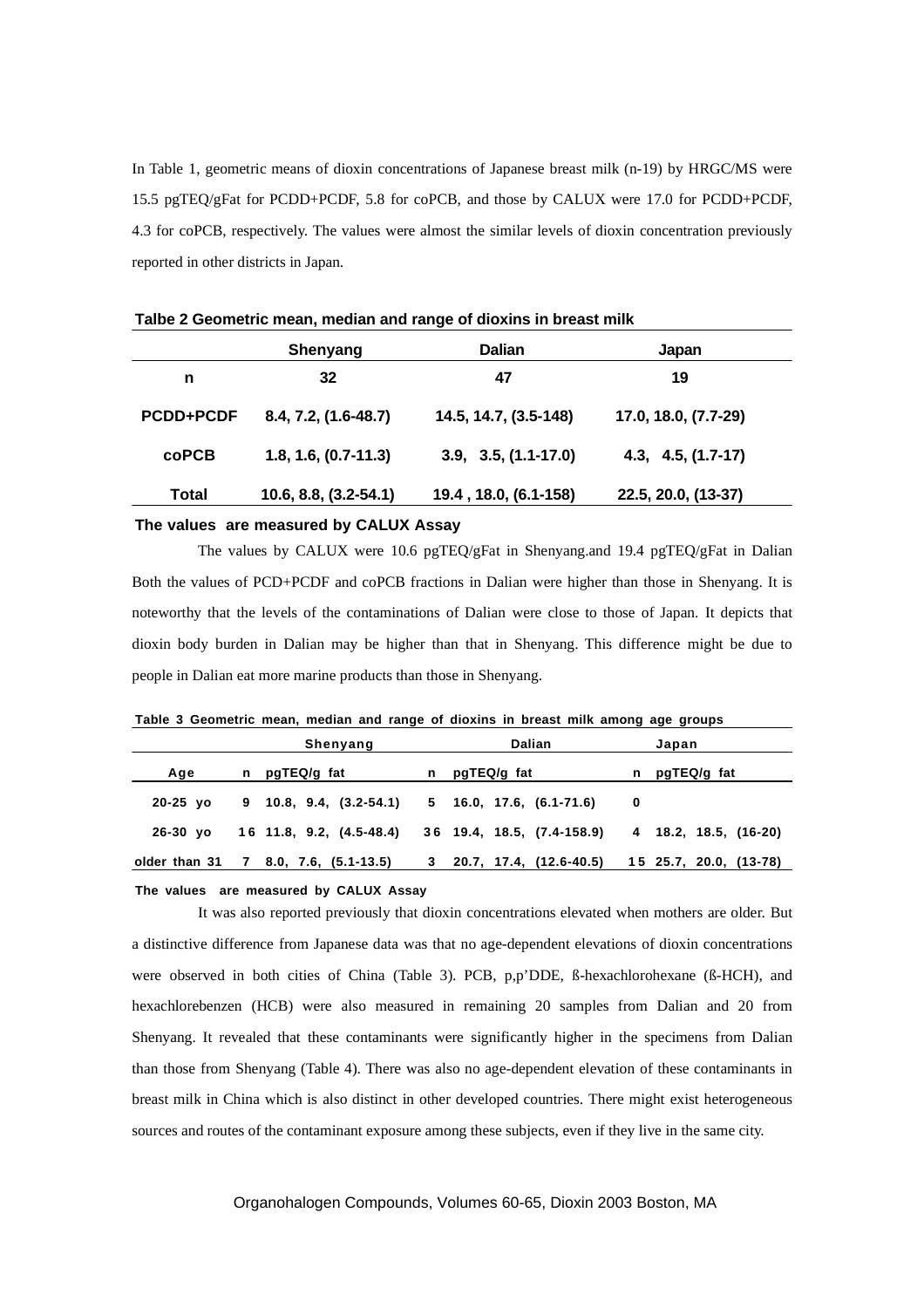In Table 1, geometric means of dioxin concentrations of Japanese breast milk (n-19) by HRGC/MS were 15.5 pgTEQ/gFat for PCDD+PCDF, 5.8 for coPCB, and those by CALUX were 17.0 for PCDD+PCDF, 4.3 for coPCB, respectively. The values were almost the similar levels of dioxin concentration previously reported in other districts in Japan.

**Talbe 2 Geometric mean, median and range of dioxins in breast milk**

| | Shenyang | Dalian | Japan |
|---|---|---|---|
| n | 32 | 47 | 19 |
| PCDD+PCDF | 8.4, 7.2, (1.6-48.7) | 14.5, 14.7, (3.5-148) | 17.0, 18.0, (7.7-29) |
| coPCB | 1.8, 1.6, (0.7-11.3) | 3.9, 3.5, (1.1-17.0) | 4.3, 4.5, (1.7-17) |
| Total | 10.6, 8.8, (3.2-54.1) | 19.4 , 18.0, (6.1-158) | 22.5, 20.0, (13-37) |

**The values are measured by CALUX Assay**

The values by CALUX were 10.6 pgTEQ/gFat in Shenyang.and 19.4 pgTEQ/gFat in Dalian Both the values of PCD+PCDF and coPCB fractions in Dalian were higher than those in Shenyang. It is noteworthy that the levels of the contaminations of Dalian were close to those of Japan. It depicts that dioxin body burden in Dalian may be higher than that in Shenyang. This difference might be due to people in Dalian eat more marine products than those in Shenyang.

**Table 3 Geometric mean, median and range of dioxins in breast milk among age groups**

| | Shenyang | | Dalian | | Japan | |
|---|---|---|---|---|---|---|
| Age | n | pgTEQ/g fat | n | pgTEQ/g fat | n | pgTEQ/g fat |
| 20-25 yo | 9 | 10.8, 9.4, (3.2-54.1) | 5 | 16.0, 17.6, (6.1-71.6) | 0 | |
| 26-30 yo | 16 | 11.8, 9.2, (4.5-48.4) | 36 | 19.4, 18.5, (7.4-158.9) | 4 | 18.2, 18.5, (16-20) |
| older than 31 | 7 | 8.0, 7.6, (5.1-13.5) | 3 | 20.7, 17.4, (12.6-40.5) | 15 | 25.7, 20.0, (13-78) |

**The values are measured by CALUX Assay**

It was also reported previously that dioxin concentrations elevated when mothers are older. But a distinctive difference from Japanese data was that no age-dependent elevations of dioxin concentrations were observed in both cities of China (Table 3). PCB, p,p'DDE, ß-hexachlorohexane (ß-HCH), and hexachlorebenzen (HCB) were also measured in remaining 20 samples from Dalian and 20 from Shenyang. It revealed that these contaminants were significantly higher in the specimens from Dalian than those from Shenyang (Table 4). There was also no age-dependent elevation of these contaminants in breast milk in China which is also distinct in other developed countries. There might exist heterogeneous sources and routes of the contaminant exposure among these subjects, even if they live in the same city.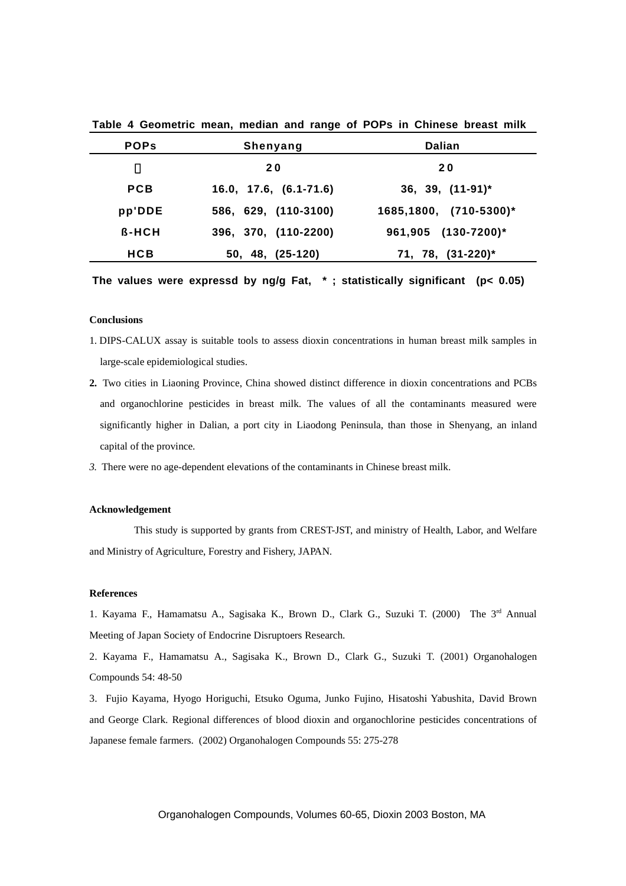Table 4 Geometric mean, median and range of POPs in Chinese breast milk

| POPs | Shenyang | Dalian |
|---|---|---|
|  | 20 | 20 |
| PCB | 16.0, 17.6, (6.1-71.6) | 36, 39, (11-91)* |
| pp'DDE | 586, 629, (110-3100) | 1685,1800, (710-5300)* |
| ß-HCH | 396, 370, (110-2200) | 961,905 (130-7200)* |
| HCB | 50, 48, (25-120) | 71, 78, (31-220)* |

The values were expressd by ng/g Fat, * ; statistically significant ($p < 0.05$)

**Conclusions**

1. DIPS-CALUX assay is suitable tools to assess dioxin concentrations in human breast milk samples in large-scale epidemiological studies.
2. Two cities in Liaoning Province, China showed distinct difference in dioxin concentrations and PCBs and organochlorine pesticides in breast milk. The values of all the contaminants measured were significantly higher in Dalian, a port city in Liaodong Peninsula, than those in Shenyang, an inland capital of the province.
3. There were no age-dependent elevations of the contaminants in Chinese breast milk.

**Acknowledgement**

This study is supported by grants from CREST-JST, and ministry of Health, Labor, and Welfare and Ministry of Agriculture, Forestry and Fishery, JAPAN.

**References**

1. Kayama F., Hamamatsu A., Sagisaka K., Brown D., Clark G., Suzuki T. (2000) The 3rd Annual Meeting of Japan Society of Endocrine Disruptoers Research.

2. Kayama F., Hamamatsu A., Sagisaka K., Brown D., Clark G., Suzuki T. (2001) Organohalogen Compounds 54: 48-50

3. Fujio Kayama, Hyogo Horiguchi, Etsuko Oguma, Junko Fujino, Hisatoshi Yabushita, David Brown and George Clark. Regional differences of blood dioxin and organochlorine pesticides concentrations of Japanese female farmers. (2002) Organohalogen Compounds 55: 275-278